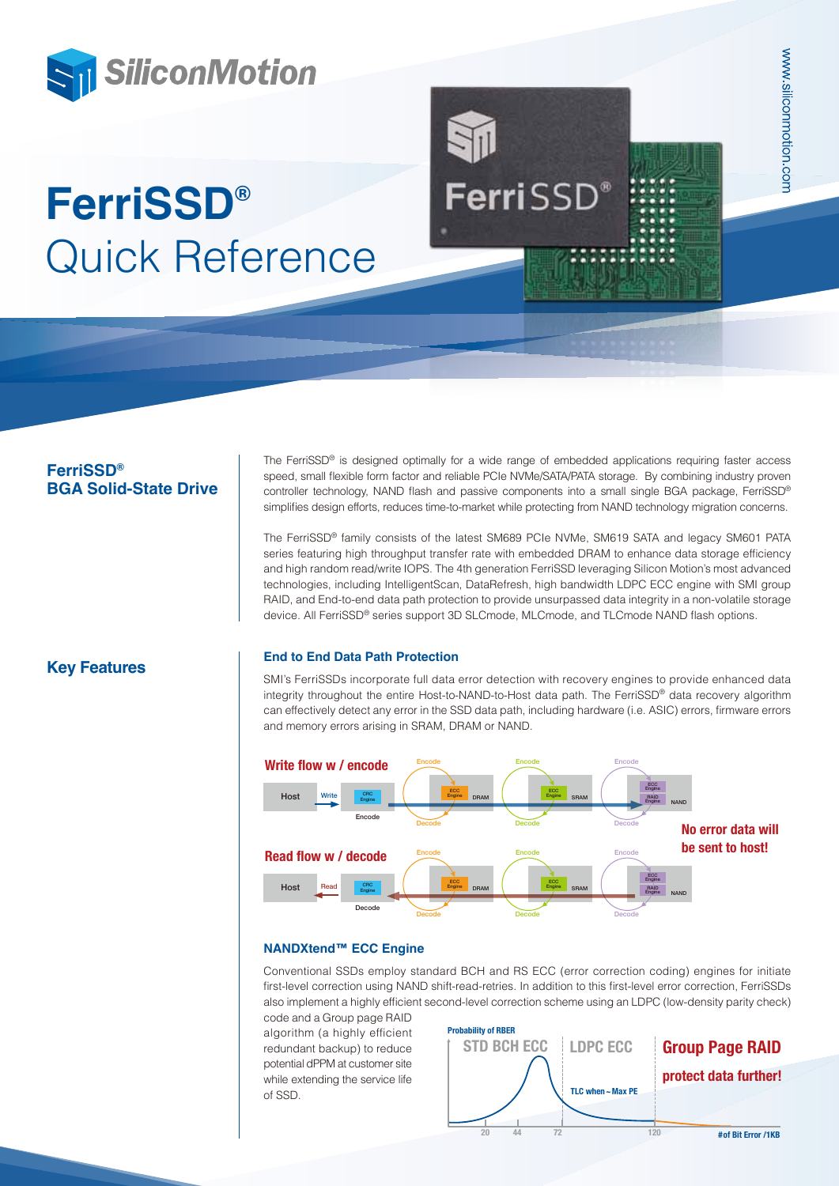# FerriSSD®

# Quick Reference

## FerriSSD® BGA Solid-State Drive

The FerriSSD® is designed optimally for a wide range of embedded applications requiring faster access speed, small flexible form factor and reliable PCIe NVMe/SATA/PATA storage. By combining industry proven controller technology, NAND flash and passive components into a small single BGA package, FerriSSD® simplifies design efforts, reduces time-to-market while protecting from NAND technology migration concerns.

The FerriSSD® family consists of the latest SM689 PCIe NVMe, SM619 SATA and legacy SM601 PATA series featuring high throughput transfer rate with embedded DRAM to enhance data storage efficiency and high random read/write IOPS. The 4th generation FerriSSD leveraging Silicon Motion's most advanced technologies, including IntelligentScan, DataRefresh, high bandwidth LDPC ECC engine with SMI group RAID, and End-to-end data path protection to provide unsurpassed data integrity in a non-volatile storage device. All FerriSSD® series support 3D SLCmode, MLCmode, and TLCmode NAND flash options.

## Key Features

### End to End Data Path Protection

SMI's FerriSSDs incorporate full data error detection with recovery engines to provide enhanced data integrity throughout the entire Host-to-NAND-to-Host data path. The FerriSSD® data recovery algorithm can effectively detect any error in the SSD data path, including hardware (i.e. ASIC) errors, firmware errors and memory errors arising in SRAM, DRAM or NAND.

**Write flow w / encode**

**Read flow w / decode**

**No error data will be sent to host!**

### NANDXtend™ ECC Engine

Conventional SSDs employ standard BCH and RS ECC (error correction coding) engines for initiate first-level correction using NAND shift-read-retries. In addition to this first-level error correction, FerriSSDs also implement a highly efficient second-level correction scheme using an LDPC (low-density parity check) code and a Group page RAID algorithm (a highly efficient redundant backup) to reduce potential dPPM at customer site while extending the service life of SSD.

**Group Page RAID protect data further!**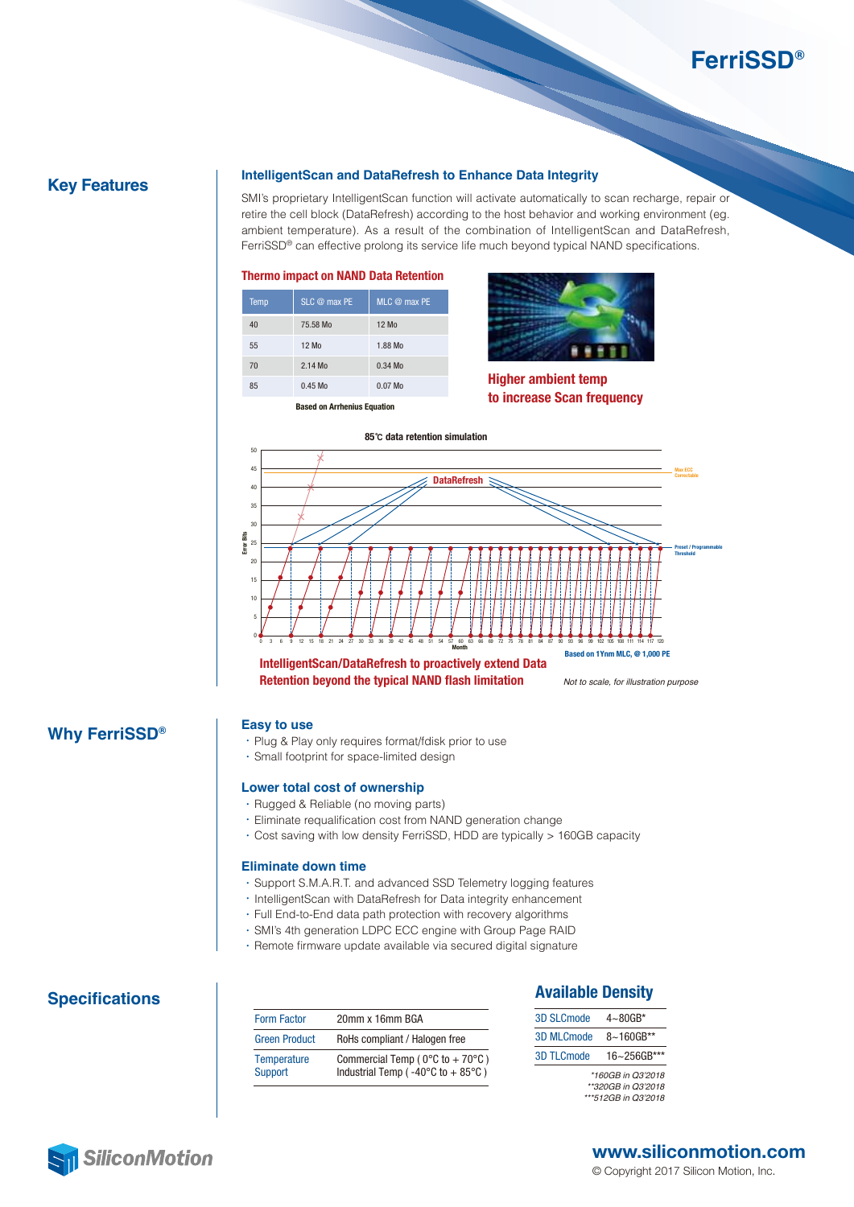# FerriSSD®

## Key Features

### IntelligentScan and DataRefresh to Enhance Data Integrity

SMI's proprietary IntelligentScan function will activate automatically to scan recharge, repair or retire the cell block (DataRefresh) according to the host behavior and working environment (eg. ambient temperature). As a result of the combination of IntelligentScan and DataRefresh, FerriSSD® can effective prolong its service life much beyond typical NAND specifications.

**Thermo impact on NAND Data Retention**

| Temp | SLC @ max PE | MLC @ max PE |
|---|---|---|
| 40 | 75.58 Mo | 12 Mo |
| 55 | 12 Mo | 1.88 Mo |
| 70 | 2.14 Mo | 0.34 Mo |
| 85 | 0.45 Mo | 0.07 Mo |

**Based on Arrhenius Equation**

**Higher ambient temp to increase Scan frequency**

85℃ data retention simulation

DataRefresh

Max ECC Correctable

Preset / Programmable Threshold

Error Bits

50
45
40
35
30
25
20
15
10
5
0

0 3 6 9 12 15 18 21 24 27 30 33 36 39 42 45 48 51 54 57 60 63 66 69 72 75 78 81 84 87 90 93 96 99 102 105 108 111 114 117 120

Month

Based on 1Ynm MLC, @ 1,000 PE

**IntelligentScan/DataRefresh to proactively extend Data Retention beyond the typical NAND flash limitation**

*Not to scale, for illustration purpose*

## Why FerriSSD®

### Easy to use

- Plug & Play only requires format/fdisk prior to use
- Small footprint for space-limited design

### Lower total cost of ownership

- Rugged & Reliable (no moving parts)
- Eliminate requalification cost from NAND generation change
- Cost saving with low density FerriSSD, HDD are typically > 160GB capacity

### Eliminate down time

- Support S.M.A.R.T. and advanced SSD Telemetry logging features
- IntelligentScan with DataRefresh for Data integrity enhancement
- Full End-to-End data path protection with recovery algorithms
- SMI's 4th generation LDPC ECC engine with Group Page RAID
- Remote firmware update available via secured digital signature

## Specifications

| | |
|---|---|
| Form Factor | 20mm x 16mm BGA |
| Green Product | RoHs compliant / Halogen free |
| Temperature Support | Commercial Temp ( 0°C to + 70°C )<br>Industrial Temp ( -40°C to + 85°C ) |

### Available Density

| | |
|---|---|
| 3D SLCmode | 4~80GB* |
| 3D MLCmode | 8~160GB** |
| 3D TLCmode | 16~256GB*** |

*\*160GB in Q3'2018*
*\*\*320GB in Q3'2018*
*\*\*\*512GB in Q3'2018*

SiliconMotion

www.siliconmotion.com

© Copyright 2017 Silicon Motion, Inc.